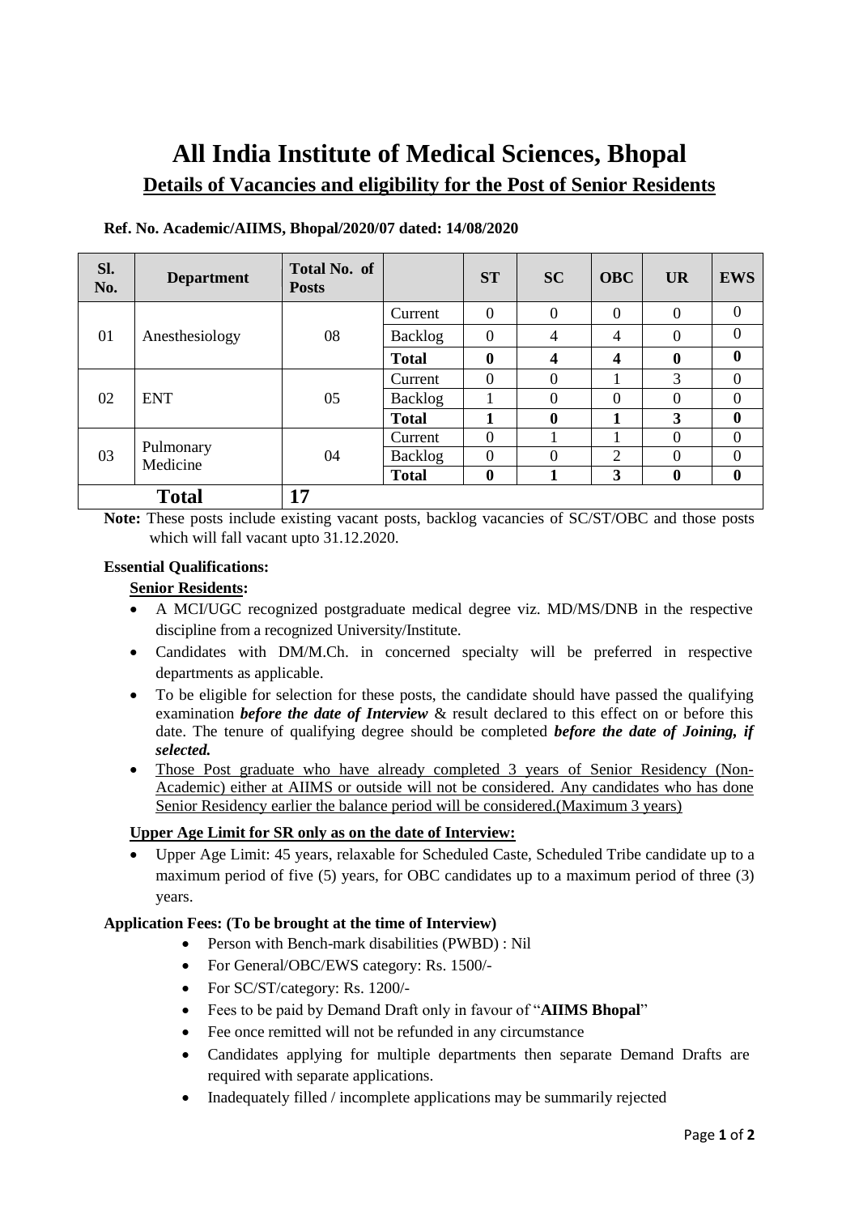# All India Institute of Medical Sciences, Bhopal

## Details of Vacancies and eligibility for the Post of Senior Residents

**Ref. No. Academic/AIIMS, Bhopal/2020/07 dated: 14/08/2020**

| Sl. No. | Department | Total No. of Posts | | ST | SC | OBC | UR | EWS |
|---|---|---|---|---|---|---|---|---|
| 01 | Anesthesiology | 08 | Current | 0 | 0 | 0 | 0 | 0 |
| | | | Backlog | 0 | 4 | 4 | 0 | 0 |
| | | | **Total** | **0** | **4** | **4** | **0** | **0** |
| 02 | ENT | 05 | Current | 0 | 0 | 1 | 3 | 0 |
| | | | Backlog | 1 | 0 | 0 | 0 | 0 |
| | | | **Total** | **1** | **0** | **1** | **3** | **0** |
| 03 | Pulmonary Medicine | 04 | Current | 0 | 1 | 1 | 0 | 0 |
| | | | Backlog | 0 | 0 | 2 | 0 | 0 |
| | | | **Total** | **0** | **1** | **3** | **0** | **0** |
| **Total** | | **17** | | | | | | |

**Note:** These posts include existing vacant posts, backlog vacancies of SC/ST/OBC and those posts which will fall vacant upto 31.12.2020.

**Essential Qualifications:**

**Senior Residents:**

- A MCI/UGC recognized postgraduate medical degree viz. MD/MS/DNB in the respective discipline from a recognized University/Institute.
- Candidates with DM/M.Ch. in concerned specialty will be preferred in respective departments as applicable.
- To be eligible for selection for these posts, the candidate should have passed the qualifying examination ***before the date of Interview*** & result declared to this effect on or before this date. The tenure of qualifying degree should be completed ***before the date of Joining, if selected.***
- Those Post graduate who have already completed 3 years of Senior Residency (Non-Academic) either at AIIMS or outside will not be considered. Any candidates who has done Senior Residency earlier the balance period will be considered.(Maximum 3 years)

**Upper Age Limit for SR only as on the date of Interview:**

- Upper Age Limit: 45 years, relaxable for Scheduled Caste, Scheduled Tribe candidate up to a maximum period of five (5) years, for OBC candidates up to a maximum period of three (3) years.

**Application Fees: (To be brought at the time of Interview)**

- Person with Bench-mark disabilities (PWBD) : Nil
- For General/OBC/EWS category: Rs. 1500/-
- For SC/ST/category: Rs. 1200/-
- Fees to be paid by Demand Draft only in favour of "**AIIMS Bhopal**"
- Fee once remitted will not be refunded in any circumstance
- Candidates applying for multiple departments then separate Demand Drafts are required with separate applications.
- Inadequately filled / incomplete applications may be summarily rejected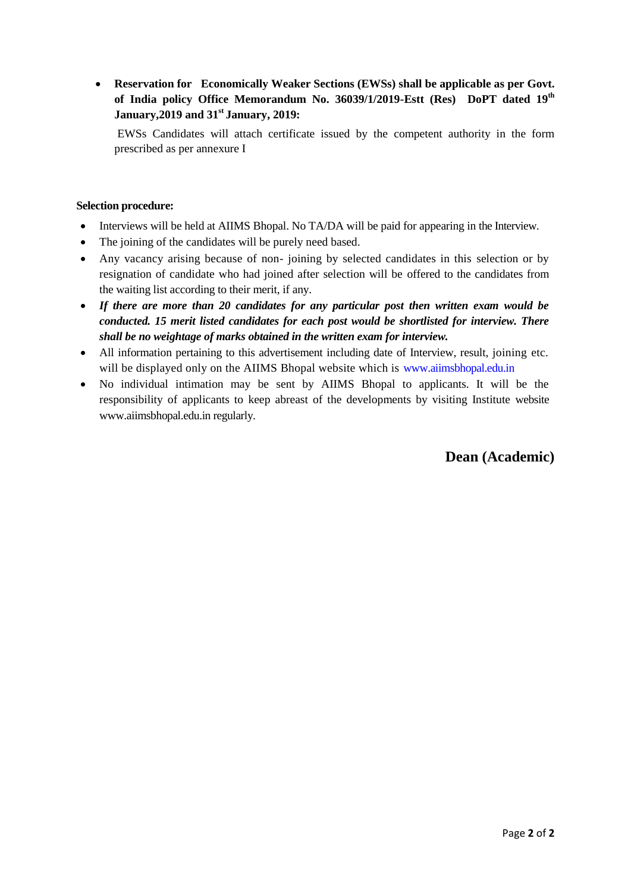- **Reservation for Economically Weaker Sections (EWSs) shall be applicable as per Govt. of India policy Office Memorandum No. 36039/1/2019-Estt (Res) DoPT dated 19th January,2019 and 31st January, 2019:**

  EWSs Candidates will attach certificate issued by the competent authority in the form prescribed as per annexure I

**Selection procedure:**

- Interviews will be held at AIIMS Bhopal. No TA/DA will be paid for appearing in the Interview.
- The joining of the candidates will be purely need based.
- Any vacancy arising because of non- joining by selected candidates in this selection or by resignation of candidate who had joined after selection will be offered to the candidates from the waiting list according to their merit, if any.
- ***If there are more than 20 candidates for any particular post then written exam would be conducted. 15 merit listed candidates for each post would be shortlisted for interview. There shall be no weightage of marks obtained in the written exam for interview.***
- All information pertaining to this advertisement including date of Interview, result, joining etc. will be displayed only on the AIIMS Bhopal website which is www.aiimsbhopal.edu.in
- No individual intimation may be sent by AIIMS Bhopal to applicants. It will be the responsibility of applicants to keep abreast of the developments by visiting Institute website www.aiimsbhopal.edu.in regularly.

**Dean (Academic)**